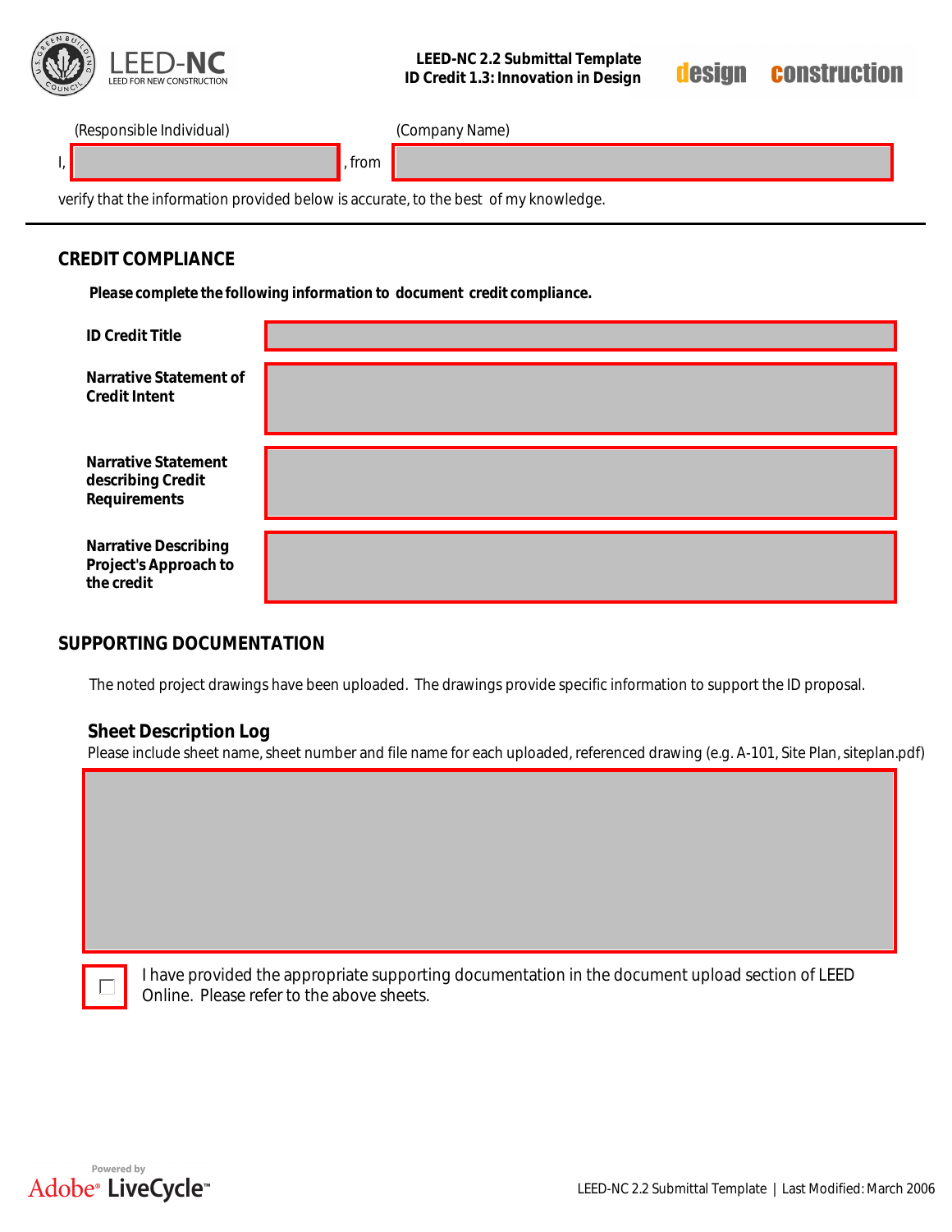LEED-NC 2.2 Submittal Template
ID Credit 1.3: Innovation in Design

design construction

(Responsible Individual) (Company Name)

I, \_\_\_\_\_\_\_\_\_\_, from \_\_\_\_\_\_\_\_\_\_

verify that the information provided below is accurate, to the best of my knowledge.

## CREDIT COMPLIANCE

**Please complete the following information to document credit compliance.**

| | |
|---|---|
| **ID Credit Title** | |
| **Narrative Statement of Credit Intent** | |
| **Narrative Statement describing Credit Requirements** | |
| **Narrative Describing Project's Approach to the credit** | |

## SUPPORTING DOCUMENTATION

The noted project drawings have been uploaded. The drawings provide specific information to support the ID proposal.

### Sheet Description Log

Please include sheet name, sheet number and file name for each uploaded, referenced drawing (e.g. A-101, Site Plan, siteplan.pdf)

☐ I have provided the appropriate supporting documentation in the document upload section of LEED Online. Please refer to the above sheets.

LEED-NC 2.2 Submittal Template | Last Modified: March 2006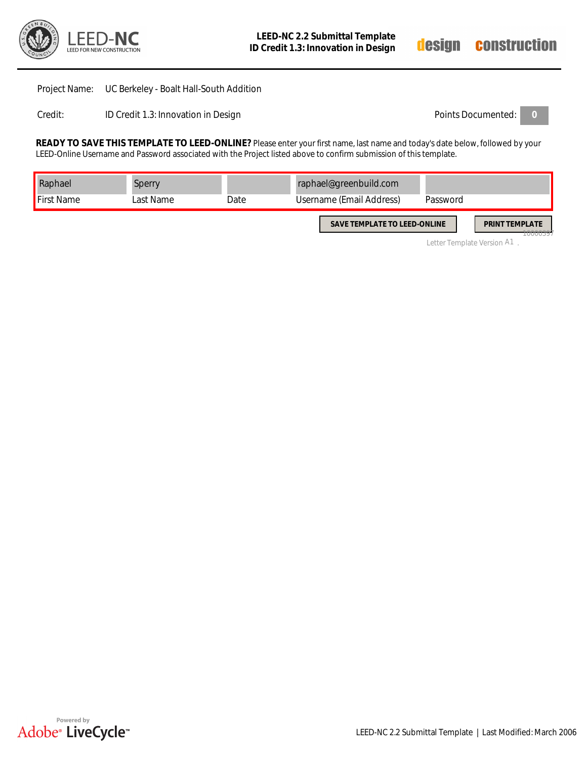Project Name: UC Berkeley - Boalt Hall-South Addition

Credit: ID Credit 1.3: Innovation in Design

Points Documented: 0

**READY TO SAVE THIS TEMPLATE TO LEED-ONLINE?** Please enter your first name, last name and today's date below, followed by your LEED-Online Username and Password associated with the Project listed above to confirm submission of this template.

| First Name | Last Name | Date | Username (Email Address) | Password |
|---|---|---|---|---|
| Raphael | Sperry | | raphael@greenbuild.com | |

SAVE TEMPLATE TO LEED-ONLINE

PRINT TEMPLATE

10000397

Letter Template Version A1 .